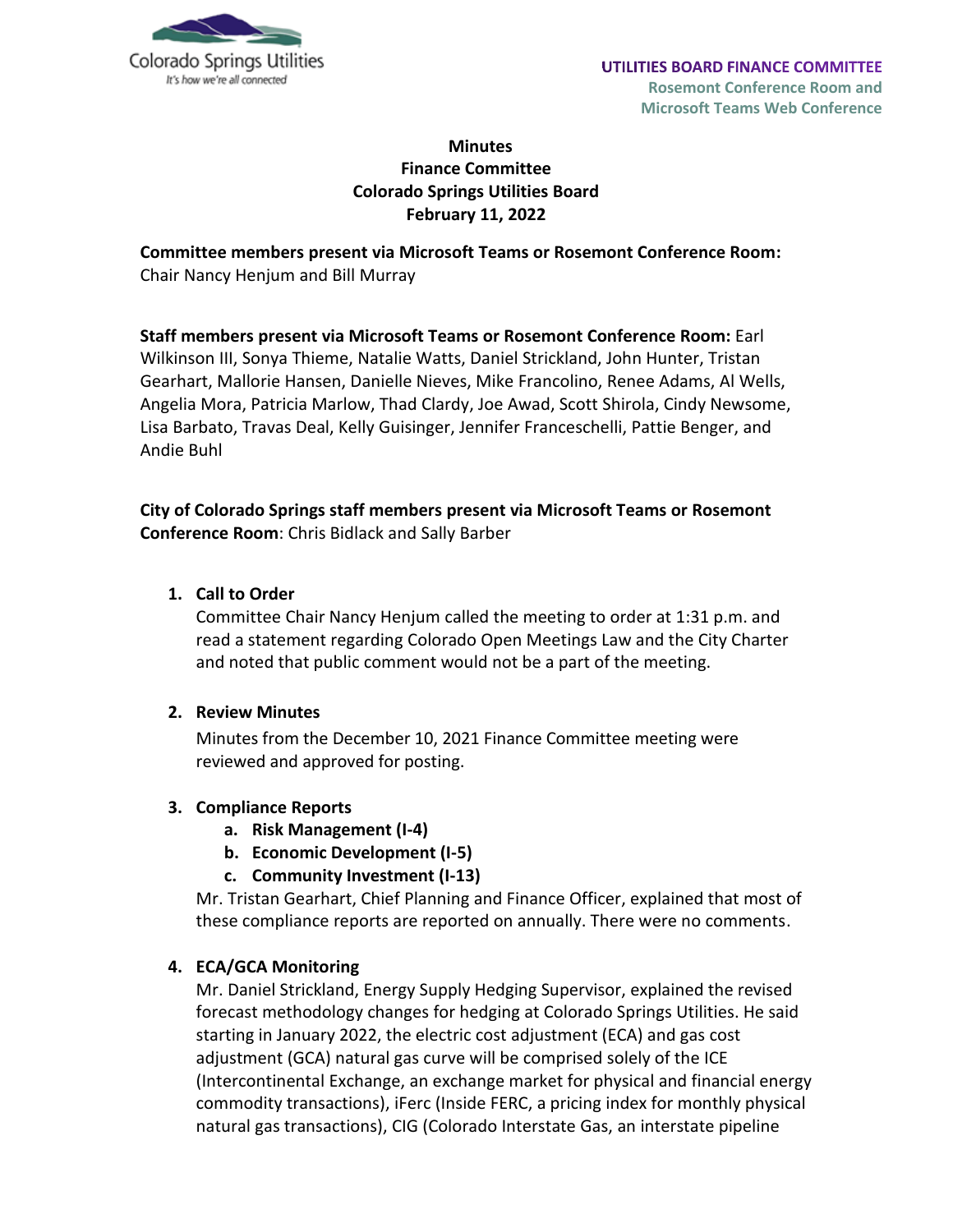UTILITIES BOARD FINANCE COMMITTEE
Rosemont Conference Room and Microsoft Teams Web Conference

# Minutes
## Finance Committee
## Colorado Springs Utilities Board
## February 11, 2022

**Committee members present via Microsoft Teams or Rosemont Conference Room:** Chair Nancy Henjum and Bill Murray

**Staff members present via Microsoft Teams or Rosemont Conference Room:** Earl Wilkinson III, Sonya Thieme, Natalie Watts, Daniel Strickland, John Hunter, Tristan Gearhart, Mallorie Hansen, Danielle Nieves, Mike Francolino, Renee Adams, Al Wells, Angelia Mora, Patricia Marlow, Thad Clardy, Joe Awad, Scott Shirola, Cindy Newsome, Lisa Barbato, Travas Deal, Kelly Guisinger, Jennifer Franceschelli, Pattie Benger, and Andie Buhl

**City of Colorado Springs staff members present via Microsoft Teams or Rosemont Conference Room**: Chris Bidlack and Sally Barber

1. **Call to Order**
   Committee Chair Nancy Henjum called the meeting to order at 1:31 p.m. and read a statement regarding Colorado Open Meetings Law and the City Charter and noted that public comment would not be a part of the meeting.

2. **Review Minutes**
   Minutes from the December 10, 2021 Finance Committee meeting were reviewed and approved for posting.

3. **Compliance Reports**
   a. **Risk Management (I-4)**
   b. **Economic Development (I-5)**
   c. **Community Investment (I-13)**

   Mr. Tristan Gearhart, Chief Planning and Finance Officer, explained that most of these compliance reports are reported on annually. There were no comments.

4. **ECA/GCA Monitoring**
   Mr. Daniel Strickland, Energy Supply Hedging Supervisor, explained the revised forecast methodology changes for hedging at Colorado Springs Utilities. He said starting in January 2022, the electric cost adjustment (ECA) and gas cost adjustment (GCA) natural gas curve will be comprised solely of the ICE (Intercontinental Exchange, an exchange market for physical and financial energy commodity transactions), iFerc (Inside FERC, a pricing index for monthly physical natural gas transactions), CIG (Colorado Interstate Gas, an interstate pipeline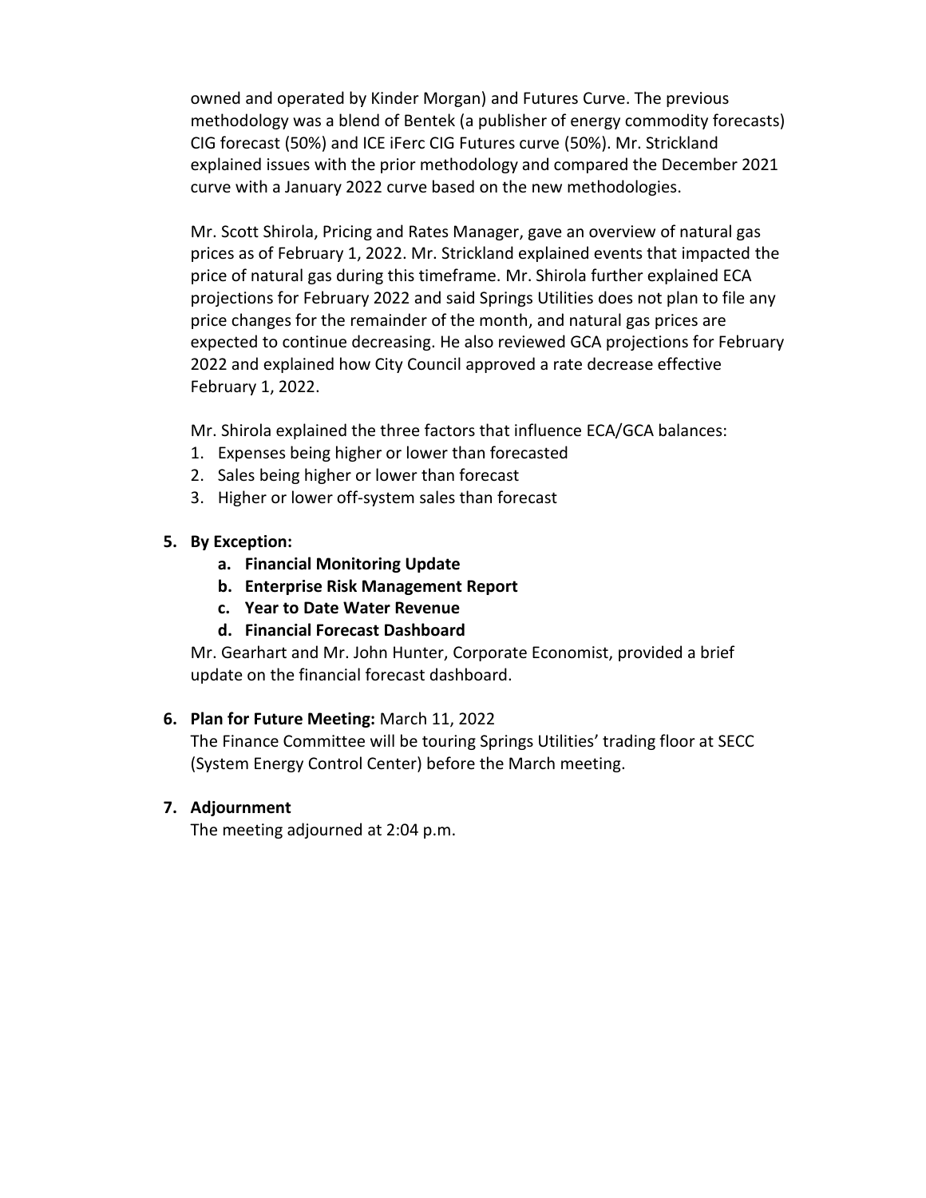owned and operated by Kinder Morgan) and Futures Curve. The previous methodology was a blend of Bentek (a publisher of energy commodity forecasts) CIG forecast (50%) and ICE iFerc CIG Futures curve (50%). Mr. Strickland explained issues with the prior methodology and compared the December 2021 curve with a January 2022 curve based on the new methodologies.

Mr. Scott Shirola, Pricing and Rates Manager, gave an overview of natural gas prices as of February 1, 2022. Mr. Strickland explained events that impacted the price of natural gas during this timeframe. Mr. Shirola further explained ECA projections for February 2022 and said Springs Utilities does not plan to file any price changes for the remainder of the month, and natural gas prices are expected to continue decreasing. He also reviewed GCA projections for February 2022 and explained how City Council approved a rate decrease effective February 1, 2022.

Mr. Shirola explained the three factors that influence ECA/GCA balances:

1. Expenses being higher or lower than forecasted
2. Sales being higher or lower than forecast
3. Higher or lower off-system sales than forecast

**5. By Exception:**

   **a. Financial Monitoring Update**

   **b. Enterprise Risk Management Report**

   **c. Year to Date Water Revenue**

   **d. Financial Forecast Dashboard**

   Mr. Gearhart and Mr. John Hunter, Corporate Economist, provided a brief update on the financial forecast dashboard.

**6. Plan for Future Meeting:** March 11, 2022

   The Finance Committee will be touring Springs Utilities' trading floor at SECC (System Energy Control Center) before the March meeting.

**7. Adjournment**

   The meeting adjourned at 2:04 p.m.